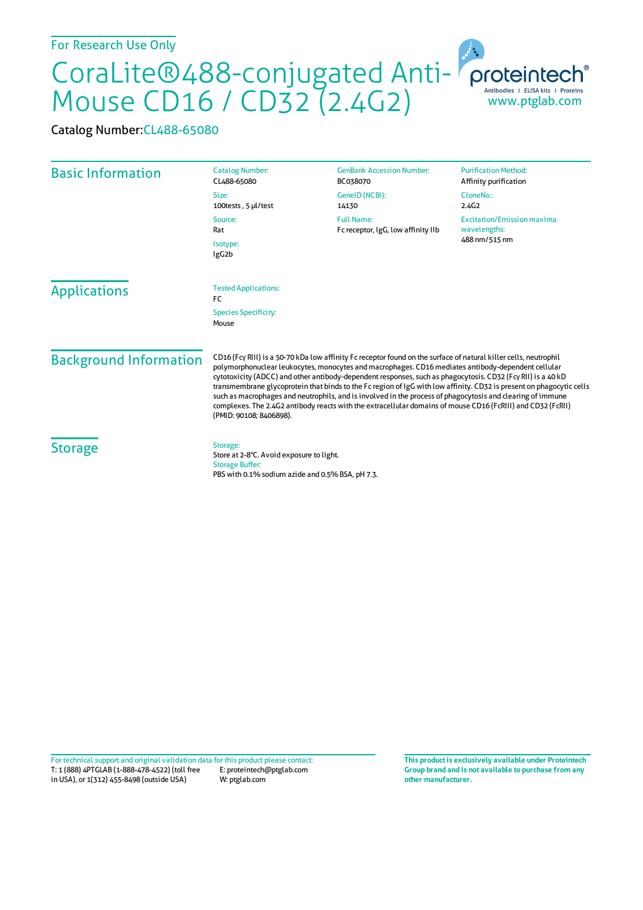For Research Use Only

# CoraLite®488-conjugated Anti-Mouse CD16 / CD32 (2.4G2)

Catalog Number: CL488-65080

## Basic Information

**Catalog Number:**
CL488-65080

**Size:**
100tests , 5 µl/test

**Source:**
Rat

**Isotype:**
IgG2b

**GenBank Accession Number:**
BC038070

**GeneID (NCBI):**
14130

**Full Name:**
Fc receptor, IgG, low affinity IIb

**Purification Method:**
Affinity purification

**CloneNo.:**
2.4G2

**Excitation/Emission maxima wavelengths:**
488 nm/515 nm

## Applications

**Tested Applications:**
FC

**Species Specificity:**
Mouse

## Background Information

CD16 (Fcγ RIII) is a 50-70 kDa low affinity Fc receptor found on the surface of natural killer cells, neutrophil polymorphonuclear leukocytes, monocytes and macrophages. CD16 mediates antibody-dependent cellular cytotoxicity (ADCC) and other antibody-dependent responses, such as phagocytosis. CD32 (Fcγ RII) is a 40 kD transmembrane glycoprotein that binds to the Fc region of IgG with low affinity. CD32 is present on phagocytic cells such as macrophages and neutrophils, and is involved in the process of phagocytosis and clearing of immune complexes. The 2.4G2 antibody reacts with the extracellular domains of mouse CD16 (FcRIII) and CD32 (FcRII) (PMID: 90108; 8406898).

## Storage

**Storage:**
Store at 2-8°C. Avoid exposure to light.

**Storage Buffer:**
PBS with 0.1% sodium azide and 0.5% BSA, pH 7.3.

For technical support and original validation data for this product please contact:
T: 1 (888) 4PTGLAB (1-888-478-4522) (toll free in USA), or 1(312) 455-8498 (outside USA)
E: proteintech@ptglab.com
W: ptglab.com

**This product is exclusively available under Proteintech Group brand and is not available to purchase from any other manufacturer.**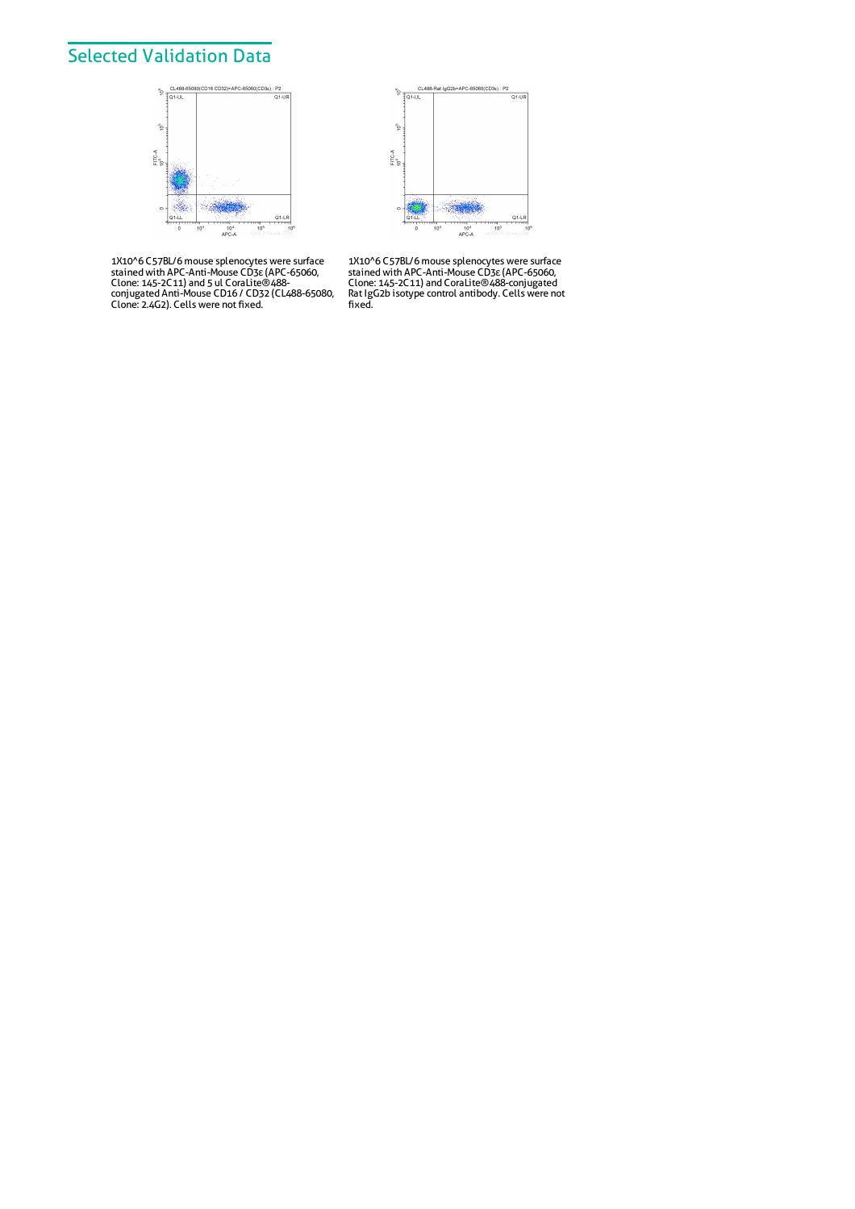## Selected Validation Data

CL488-65080(CD16 CD32)+APC-65060(CD3ε) : P2

Q1-UL

Q1-UR

Q1-LL

Q1-LR

FITC-A

APC-A

1X10^6 C57BL/6 mouse splenocytes were surface stained with APC-Anti-Mouse CD3ε (APC-65060, Clone: 145-2C11) and 5 ul CoraLite®488-conjugated Anti-Mouse CD16 / CD32 (CL488-65080, Clone: 2.4G2). Cells were not fixed.

CL488-Rat IgG2b+APC-65060(CD3ε) : P2

Q1-UL

Q1-UR

Q1-LL

Q1-LR

FITC-A

APC-A

1X10^6 C57BL/6 mouse splenocytes were surface stained with APC-Anti-Mouse CD3ε (APC-65060, Clone: 145-2C11) and CoraLite®488-conjugated Rat IgG2b isotype control antibody. Cells were not fixed.